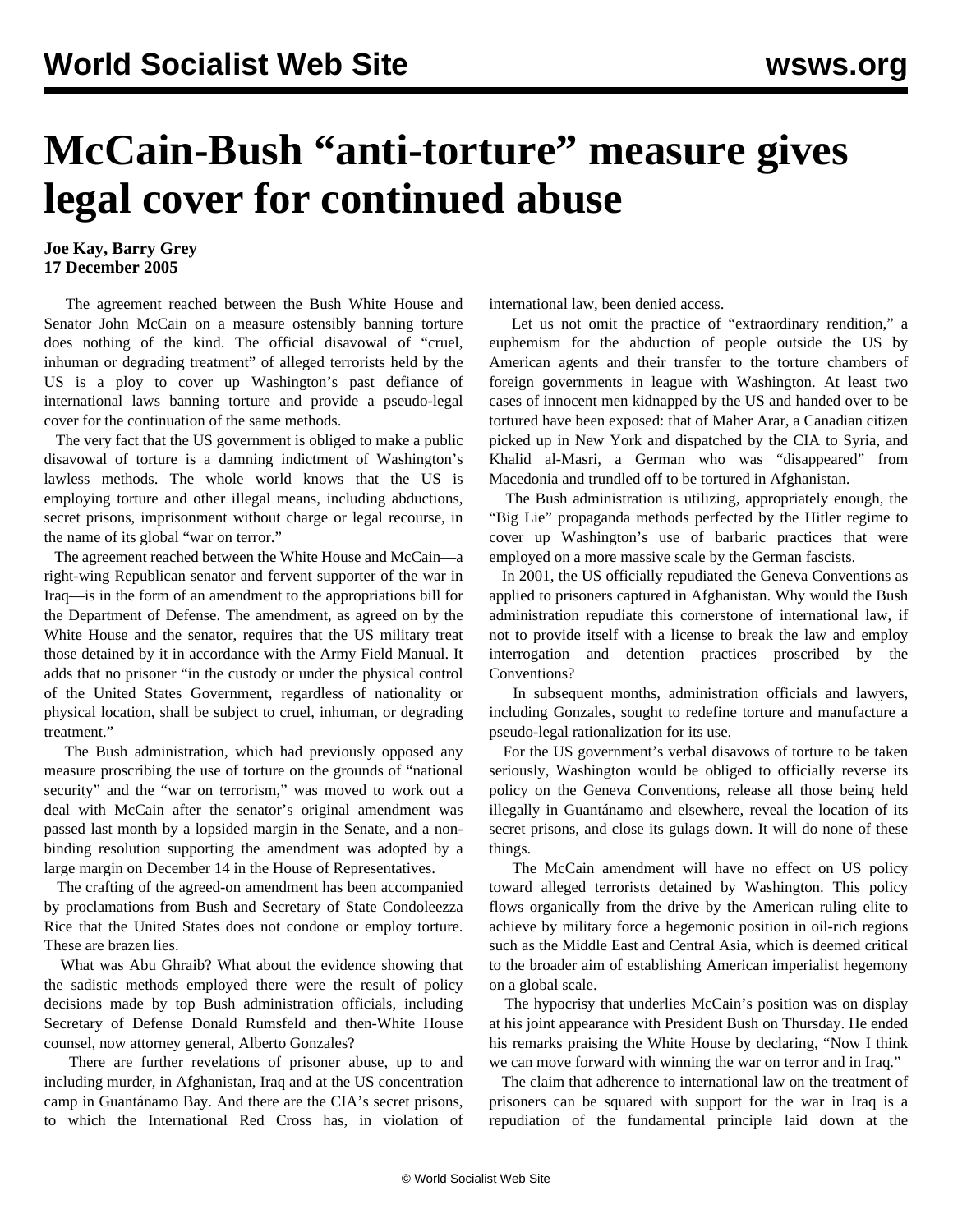# McCain-Bush "anti-torture" measure gives legal cover for continued abuse

**Joe Kay, Barry Grey**
**17 December 2005**

The agreement reached between the Bush White House and Senator John McCain on a measure ostensibly banning torture does nothing of the kind. The official disavowal of "cruel, inhuman or degrading treatment" of alleged terrorists held by the US is a ploy to cover up Washington's past defiance of international laws banning torture and provide a pseudo-legal cover for the continuation of the same methods.

The very fact that the US government is obliged to make a public disavowal of torture is a damning indictment of Washington's lawless methods. The whole world knows that the US is employing torture and other illegal means, including abductions, secret prisons, imprisonment without charge or legal recourse, in the name of its global "war on terror."

The agreement reached between the White House and McCain—a right-wing Republican senator and fervent supporter of the war in Iraq—is in the form of an amendment to the appropriations bill for the Department of Defense. The amendment, as agreed on by the White House and the senator, requires that the US military treat those detained by it in accordance with the Army Field Manual. It adds that no prisoner "in the custody or under the physical control of the United States Government, regardless of nationality or physical location, shall be subject to cruel, inhuman, or degrading treatment."

The Bush administration, which had previously opposed any measure proscribing the use of torture on the grounds of "national security" and the "war on terrorism," was moved to work out a deal with McCain after the senator's original amendment was passed last month by a lopsided margin in the Senate, and a non-binding resolution supporting the amendment was adopted by a large margin on December 14 in the House of Representatives.

The crafting of the agreed-on amendment has been accompanied by proclamations from Bush and Secretary of State Condoleezza Rice that the United States does not condone or employ torture. These are brazen lies.

What was Abu Ghraib? What about the evidence showing that the sadistic methods employed there were the result of policy decisions made by top Bush administration officials, including Secretary of Defense Donald Rumsfeld and then-White House counsel, now attorney general, Alberto Gonzales?

There are further revelations of prisoner abuse, up to and including murder, in Afghanistan, Iraq and at the US concentration camp in Guantánamo Bay. And there are the CIA's secret prisons, to which the International Red Cross has, in violation of international law, been denied access.

Let us not omit the practice of "extraordinary rendition," a euphemism for the abduction of people outside the US by American agents and their transfer to the torture chambers of foreign governments in league with Washington. At least two cases of innocent men kidnapped by the US and handed over to be tortured have been exposed: that of Maher Arar, a Canadian citizen picked up in New York and dispatched by the CIA to Syria, and Khalid al-Masri, a German who was "disappeared" from Macedonia and trundled off to be tortured in Afghanistan.

The Bush administration is utilizing, appropriately enough, the "Big Lie" propaganda methods perfected by the Hitler regime to cover up Washington's use of barbaric practices that were employed on a more massive scale by the German fascists.

In 2001, the US officially repudiated the Geneva Conventions as applied to prisoners captured in Afghanistan. Why would the Bush administration repudiate this cornerstone of international law, if not to provide itself with a license to break the law and employ interrogation and detention practices proscribed by the Conventions?

In subsequent months, administration officials and lawyers, including Gonzales, sought to redefine torture and manufacture a pseudo-legal rationalization for its use.

For the US government's verbal disavows of torture to be taken seriously, Washington would be obliged to officially reverse its policy on the Geneva Conventions, release all those being held illegally in Guantánamo and elsewhere, reveal the location of its secret prisons, and close its gulags down. It will do none of these things.

The McCain amendment will have no effect on US policy toward alleged terrorists detained by Washington. This policy flows organically from the drive by the American ruling elite to achieve by military force a hegemonic position in oil-rich regions such as the Middle East and Central Asia, which is deemed critical to the broader aim of establishing American imperialist hegemony on a global scale.

The hypocrisy that underlies McCain's position was on display at his joint appearance with President Bush on Thursday. He ended his remarks praising the White House by declaring, "Now I think we can move forward with winning the war on terror and in Iraq."

The claim that adherence to international law on the treatment of prisoners can be squared with support for the war in Iraq is a repudiation of the fundamental principle laid down at the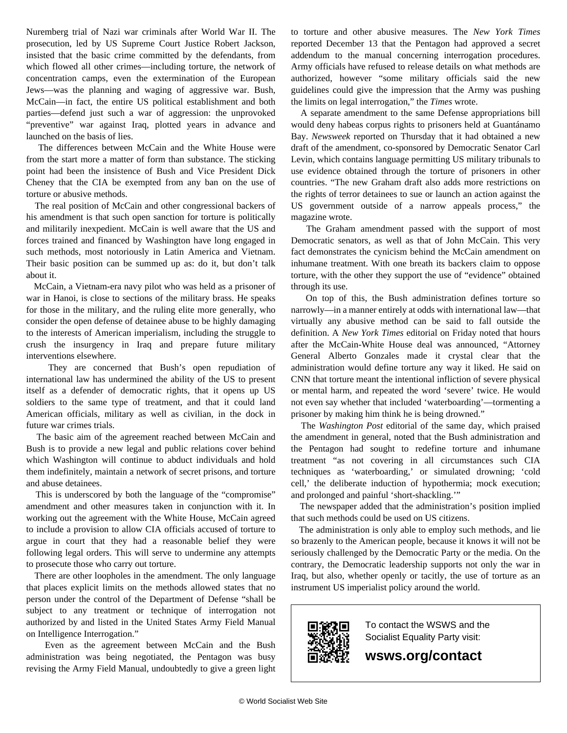Nuremberg trial of Nazi war criminals after World War II. The prosecution, led by US Supreme Court Justice Robert Jackson, insisted that the basic crime committed by the defendants, from which flowed all other crimes—including torture, the network of concentration camps, even the extermination of the European Jews—was the planning and waging of aggressive war. Bush, McCain—in fact, the entire US political establishment and both parties—defend just such a war of aggression: the unprovoked "preventive" war against Iraq, plotted years in advance and launched on the basis of lies.

The differences between McCain and the White House were from the start more a matter of form than substance. The sticking point had been the insistence of Bush and Vice President Dick Cheney that the CIA be exempted from any ban on the use of torture or abusive methods.

The real position of McCain and other congressional backers of his amendment is that such open sanction for torture is politically and militarily inexpedient. McCain is well aware that the US and forces trained and financed by Washington have long engaged in such methods, most notoriously in Latin America and Vietnam. Their basic position can be summed up as: do it, but don't talk about it.

McCain, a Vietnam-era navy pilot who was held as a prisoner of war in Hanoi, is close to sections of the military brass. He speaks for those in the military, and the ruling elite more generally, who consider the open defense of detainee abuse to be highly damaging to the interests of American imperialism, including the struggle to crush the insurgency in Iraq and prepare future military interventions elsewhere.

They are concerned that Bush's open repudiation of international law has undermined the ability of the US to present itself as a defender of democratic rights, that it opens up US soldiers to the same type of treatment, and that it could land American officials, military as well as civilian, in the dock in future war crimes trials.

The basic aim of the agreement reached between McCain and Bush is to provide a new legal and public relations cover behind which Washington will continue to abduct individuals and hold them indefinitely, maintain a network of secret prisons, and torture and abuse detainees.

This is underscored by both the language of the "compromise" amendment and other measures taken in conjunction with it. In working out the agreement with the White House, McCain agreed to include a provision to allow CIA officials accused of torture to argue in court that they had a reasonable belief they were following legal orders. This will serve to undermine any attempts to prosecute those who carry out torture.

There are other loopholes in the amendment. The only language that places explicit limits on the methods allowed states that no person under the control of the Department of Defense "shall be subject to any treatment or technique of interrogation not authorized by and listed in the United States Army Field Manual on Intelligence Interrogation."

Even as the agreement between McCain and the Bush administration was being negotiated, the Pentagon was busy revising the Army Field Manual, undoubtedly to give a green light to torture and other abusive measures. The *New York Times* reported December 13 that the Pentagon had approved a secret addendum to the manual concerning interrogation procedures. Army officials have refused to release details on what methods are authorized, however "some military officials said the new guidelines could give the impression that the Army was pushing the limits on legal interrogation," the *Times* wrote.

A separate amendment to the same Defense appropriations bill would deny habeas corpus rights to prisoners held at Guantánamo Bay. *Newsweek* reported on Thursday that it had obtained a new draft of the amendment, co-sponsored by Democratic Senator Carl Levin, which contains language permitting US military tribunals to use evidence obtained through the torture of prisoners in other countries. "The new Graham draft also adds more restrictions on the rights of terror detainees to sue or launch an action against the US government outside of a narrow appeals process," the magazine wrote.

The Graham amendment passed with the support of most Democratic senators, as well as that of John McCain. This very fact demonstrates the cynicism behind the McCain amendment on inhumane treatment. With one breath its backers claim to oppose torture, with the other they support the use of "evidence" obtained through its use.

On top of this, the Bush administration defines torture so narrowly—in a manner entirely at odds with international law—that virtually any abusive method can be said to fall outside the definition. A *New York Times* editorial on Friday noted that hours after the McCain-White House deal was announced, "Attorney General Alberto Gonzales made it crystal clear that the administration would define torture any way it liked. He said on CNN that torture meant the intentional infliction of severe physical or mental harm, and repeated the word 'severe' twice. He would not even say whether that included 'waterboarding'—tormenting a prisoner by making him think he is being drowned."

The *Washington Post* editorial of the same day, which praised the amendment in general, noted that the Bush administration and the Pentagon had sought to redefine torture and inhumane treatment "as not covering in all circumstances such CIA techniques as 'waterboarding,' or simulated drowning; 'cold cell,' the deliberate induction of hypothermia; mock execution; and prolonged and painful 'short-shackling.'"

The newspaper added that the administration's position implied that such methods could be used on US citizens.

The administration is only able to employ such methods, and lie so brazenly to the American people, because it knows it will not be seriously challenged by the Democratic Party or the media. On the contrary, the Democratic leadership supports not only the war in Iraq, but also, whether openly or tacitly, the use of torture as an instrument US imperialist policy around the world.

To contact the WSWS and the Socialist Equality Party visit:

**wsws.org/contact**